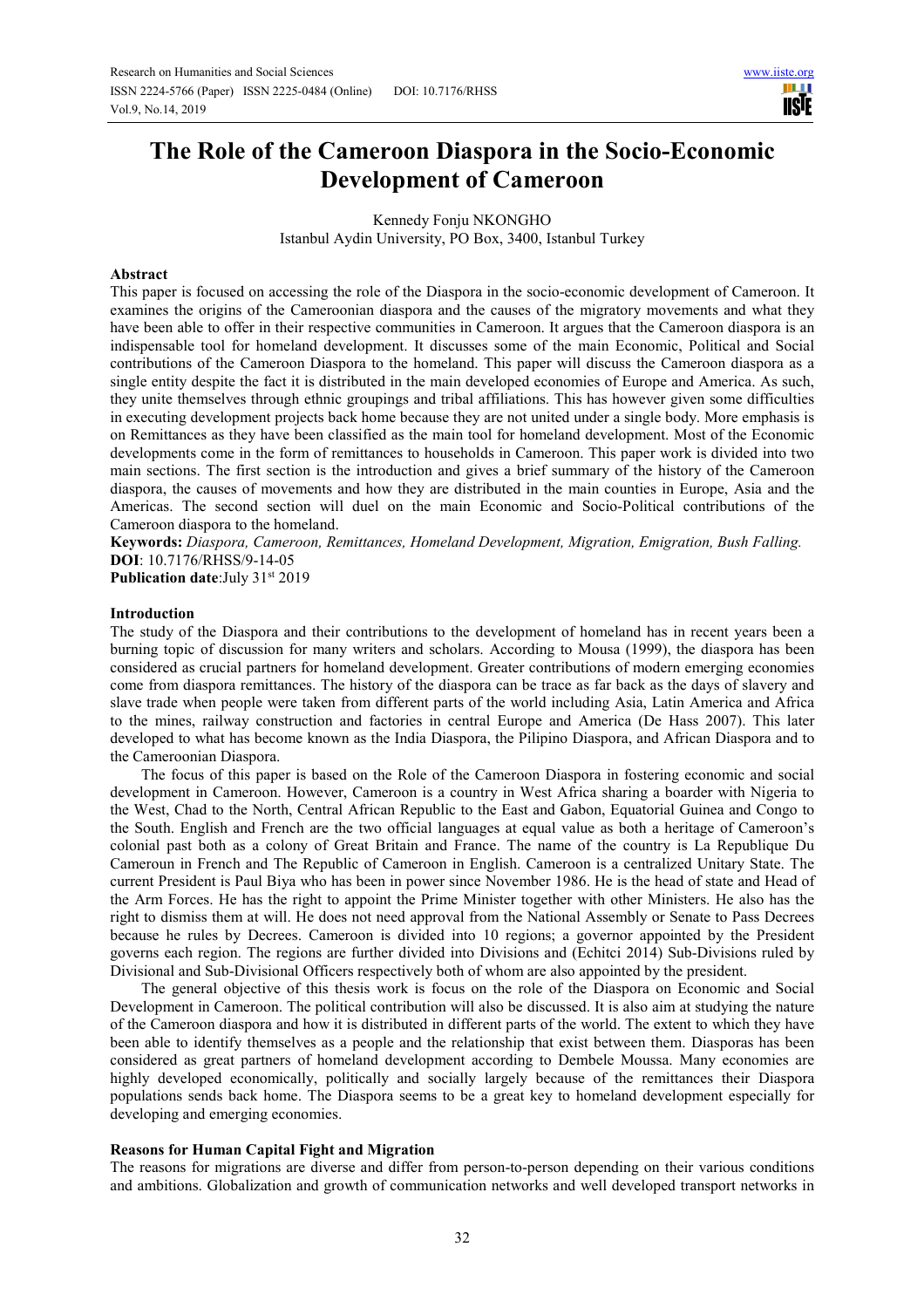# The Role of the Cameroon Diaspora in the Socio-Economic Development of Cameroon

Kennedy Fonju NKONGHO
Istanbul Aydin University, PO Box, 3400, Istanbul Turkey

**Abstract**

This paper is focused on accessing the role of the Diaspora in the socio-economic development of Cameroon. It examines the origins of the Cameroonian diaspora and the causes of the migratory movements and what they have been able to offer in their respective communities in Cameroon. It argues that the Cameroon diaspora is an indispensable tool for homeland development. It discusses some of the main Economic, Political and Social contributions of the Cameroon Diaspora to the homeland. This paper will discuss the Cameroon diaspora as a single entity despite the fact it is distributed in the main developed economies of Europe and America. As such, they unite themselves through ethnic groupings and tribal affiliations. This has however given some difficulties in executing development projects back home because they are not united under a single body. More emphasis is on Remittances as they have been classified as the main tool for homeland development. Most of the Economic developments come in the form of remittances to households in Cameroon. This paper work is divided into two main sections. The first section is the introduction and gives a brief summary of the history of the Cameroon diaspora, the causes of movements and how they are distributed in the main counties in Europe, Asia and the Americas. The second section will duel on the main Economic and Socio-Political contributions of the Cameroon diaspora to the homeland.

**Keywords:** *Diaspora, Cameroon, Remittances, Homeland Development, Migration, Emigration, Bush Falling.*
**DOI**: 10.7176/RHSS/9-14-05
**Publication date**:July 31st 2019

## Introduction

The study of the Diaspora and their contributions to the development of homeland has in recent years been a burning topic of discussion for many writers and scholars. According to Mousa (1999), the diaspora has been considered as crucial partners for homeland development. Greater contributions of modern emerging economies come from diaspora remittances. The history of the diaspora can be trace as far back as the days of slavery and slave trade when people were taken from different parts of the world including Asia, Latin America and Africa to the mines, railway construction and factories in central Europe and America (De Hass 2007). This later developed to what has become known as the India Diaspora, the Pilipino Diaspora, and African Diaspora and to the Cameroonian Diaspora.

The focus of this paper is based on the Role of the Cameroon Diaspora in fostering economic and social development in Cameroon. However, Cameroon is a country in West Africa sharing a boarder with Nigeria to the West, Chad to the North, Central African Republic to the East and Gabon, Equatorial Guinea and Congo to the South. English and French are the two official languages at equal value as both a heritage of Cameroon's colonial past both as a colony of Great Britain and France. The name of the country is La Republique Du Cameroun in French and The Republic of Cameroon in English. Cameroon is a centralized Unitary State. The current President is Paul Biya who has been in power since November 1986. He is the head of state and Head of the Arm Forces. He has the right to appoint the Prime Minister together with other Ministers. He also has the right to dismiss them at will. He does not need approval from the National Assembly or Senate to Pass Decrees because he rules by Decrees. Cameroon is divided into 10 regions; a governor appointed by the President governs each region. The regions are further divided into Divisions and (Echitci 2014) Sub-Divisions ruled by Divisional and Sub-Divisional Officers respectively both of whom are also appointed by the president.

The general objective of this thesis work is focus on the role of the Diaspora on Economic and Social Development in Cameroon. The political contribution will also be discussed. It is also aim at studying the nature of the Cameroon diaspora and how it is distributed in different parts of the world. The extent to which they have been able to identify themselves as a people and the relationship that exist between them. Diasporas has been considered as great partners of homeland development according to Dembele Moussa. Many economies are highly developed economically, politically and socially largely because of the remittances their Diaspora populations sends back home. The Diaspora seems to be a great key to homeland development especially for developing and emerging economies.

## Reasons for Human Capital Fight and Migration

The reasons for migrations are diverse and differ from person-to-person depending on their various conditions and ambitions. Globalization and growth of communication networks and well developed transport networks in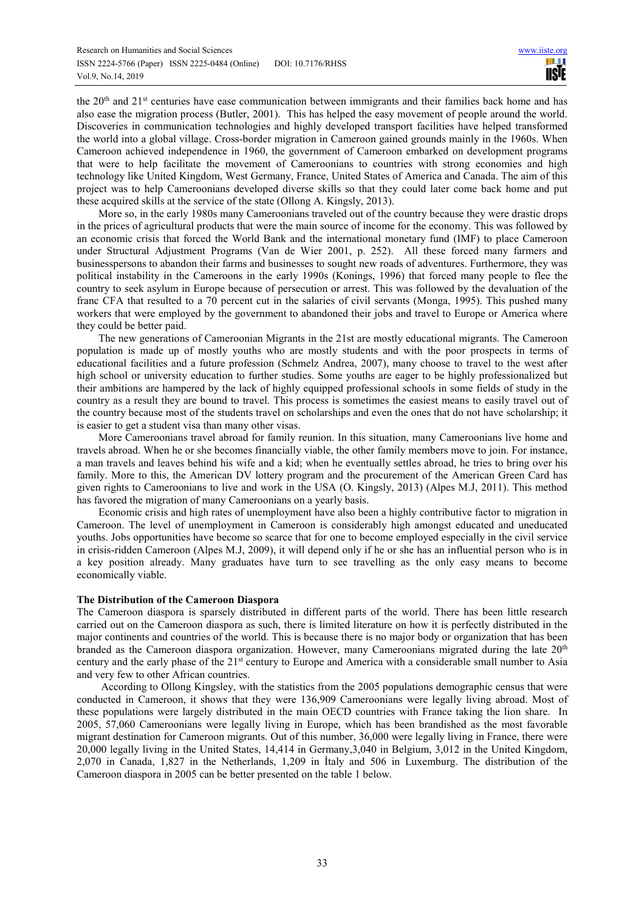the 20th and 21st centuries have ease communication between immigrants and their families back home and has also ease the migration process (Butler, 2001). This has helped the easy movement of people around the world. Discoveries in communication technologies and highly developed transport facilities have helped transformed the world into a global village. Cross-border migration in Cameroon gained grounds mainly in the 1960s. When Cameroon achieved independence in 1960, the government of Cameroon embarked on development programs that were to help facilitate the movement of Cameroonians to countries with strong economies and high technology like United Kingdom, West Germany, France, United States of America and Canada. The aim of this project was to help Cameroonians developed diverse skills so that they could later come back home and put these acquired skills at the service of the state (Ollong A. Kingsly, 2013).

More so, in the early 1980s many Cameroonians traveled out of the country because they were drastic drops in the prices of agricultural products that were the main source of income for the economy. This was followed by an economic crisis that forced the World Bank and the international monetary fund (IMF) to place Cameroon under Structural Adjustment Programs (Van de Wier 2001, p. 252). All these forced many farmers and businesspersons to abandon their farms and businesses to sought new roads of adventures. Furthermore, they was political instability in the Cameroons in the early 1990s (Konings, 1996) that forced many people to flee the country to seek asylum in Europe because of persecution or arrest. This was followed by the devaluation of the franc CFA that resulted to a 70 percent cut in the salaries of civil servants (Monga, 1995). This pushed many workers that were employed by the government to abandoned their jobs and travel to Europe or America where they could be better paid.

The new generations of Cameroonian Migrants in the 21st are mostly educational migrants. The Cameroon population is made up of mostly youths who are mostly students and with the poor prospects in terms of educational facilities and a future profession (Schmelz Andrea, 2007), many choose to travel to the west after high school or university education to further studies. Some youths are eager to be highly professionalized but their ambitions are hampered by the lack of highly equipped professional schools in some fields of study in the country as a result they are bound to travel. This process is sometimes the easiest means to easily travel out of the country because most of the students travel on scholarships and even the ones that do not have scholarship; it is easier to get a student visa than many other visas.

More Cameroonians travel abroad for family reunion. In this situation, many Cameroonians live home and travels abroad. When he or she becomes financially viable, the other family members move to join. For instance, a man travels and leaves behind his wife and a kid; when he eventually settles abroad, he tries to bring over his family. More to this, the American DV lottery program and the procurement of the American Green Card has given rights to Cameroonians to live and work in the USA (O. Kingsly, 2013) (Alpes M.J, 2011). This method has favored the migration of many Cameroonians on a yearly basis.

Economic crisis and high rates of unemployment have also been a highly contributive factor to migration in Cameroon. The level of unemployment in Cameroon is considerably high amongst educated and uneducated youths. Jobs opportunities have become so scarce that for one to become employed especially in the civil service in crisis-ridden Cameroon (Alpes M.J, 2009), it will depend only if he or she has an influential person who is in a key position already. Many graduates have turn to see travelling as the only easy means to become economically viable.

**The Distribution of the Cameroon Diaspora**

The Cameroon diaspora is sparsely distributed in different parts of the world. There has been little research carried out on the Cameroon diaspora as such, there is limited literature on how it is perfectly distributed in the major continents and countries of the world. This is because there is no major body or organization that has been branded as the Cameroon diaspora organization. However, many Cameroonians migrated during the late 20th century and the early phase of the 21st century to Europe and America with a considerable small number to Asia and very few to other African countries.

According to Ollong Kingsley, with the statistics from the 2005 populations demographic census that were conducted in Cameroon, it shows that they were 136,909 Cameroonians were legally living abroad. Most of these populations were largely distributed in the main OECD countries with France taking the lion share. In 2005, 57,060 Cameroonians were legally living in Europe, which has been brandished as the most favorable migrant destination for Cameroon migrants. Out of this number, 36,000 were legally living in France, there were 20,000 legally living in the United States, 14,414 in Germany,3,040 in Belgium, 3,012 in the United Kingdom, 2,070 in Canada, 1,827 in the Netherlands, 1,209 in İtaly and 506 in Luxemburg. The distribution of the Cameroon diaspora in 2005 can be better presented on the table 1 below.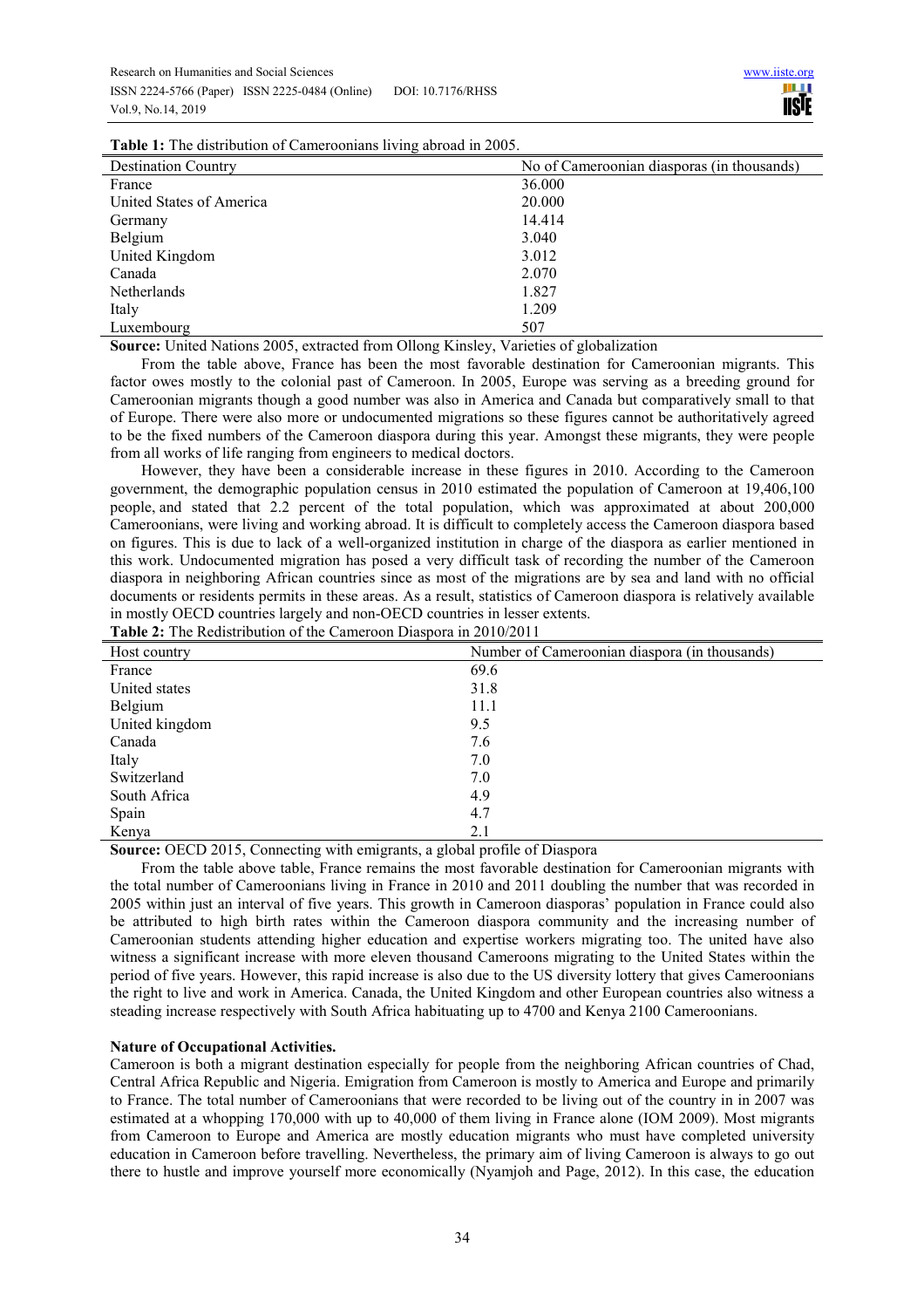**Table 1:** The distribution of Cameroonians living abroad in 2005.

| Destination Country | No of Cameroonian diasporas (in thousands) |
| --- | --- |
| France | 36.000 |
| United States of America | 20.000 |
| Germany | 14.414 |
| Belgium | 3.040 |
| United Kingdom | 3.012 |
| Canada | 2.070 |
| Netherlands | 1.827 |
| Italy | 1.209 |
| Luxembourg | 507 |

**Source:** United Nations 2005, extracted from Ollong Kinsley, Varieties of globalization

From the table above, France has been the most favorable destination for Cameroonian migrants. This factor owes mostly to the colonial past of Cameroon. In 2005, Europe was serving as a breeding ground for Cameroonian migrants though a good number was also in America and Canada but comparatively small to that of Europe. There were also more or undocumented migrations so these figures cannot be authoritatively agreed to be the fixed numbers of the Cameroon diaspora during this year. Amongst these migrants, they were people from all works of life ranging from engineers to medical doctors.

However, they have been a considerable increase in these figures in 2010. According to the Cameroon government, the demographic population census in 2010 estimated the population of Cameroon at 19,406,100 people, and stated that 2.2 percent of the total population, which was approximated at about 200,000 Cameroonians, were living and working abroad. It is difficult to completely access the Cameroon diaspora based on figures. This is due to lack of a well-organized institution in charge of the diaspora as earlier mentioned in this work. Undocumented migration has posed a very difficult task of recording the number of the Cameroon diaspora in neighboring African countries since as most of the migrations are by sea and land with no official documents or residents permits in these areas. As a result, statistics of Cameroon diaspora is relatively available in mostly OECD countries largely and non-OECD countries in lesser extents.

**Table 2:** The Redistribution of the Cameroon Diaspora in 2010/2011

| Host country | Number of Cameroonian diaspora (in thousands) |
| --- | --- |
| France | 69.6 |
| United states | 31.8 |
| Belgium | 11.1 |
| United kingdom | 9.5 |
| Canada | 7.6 |
| Italy | 7.0 |
| Switzerland | 7.0 |
| South Africa | 4.9 |
| Spain | 4.7 |
| Kenya | 2.1 |

**Source:** OECD 2015, Connecting with emigrants, a global profile of Diaspora

From the table above table, France remains the most favorable destination for Cameroonian migrants with the total number of Cameroonians living in France in 2010 and 2011 doubling the number that was recorded in 2005 within just an interval of five years. This growth in Cameroon diasporas' population in France could also be attributed to high birth rates within the Cameroon diaspora community and the increasing number of Cameroonian students attending higher education and expertise workers migrating too. The united have also witness a significant increase with more eleven thousand Cameroons migrating to the United States within the period of five years. However, this rapid increase is also due to the US diversity lottery that gives Cameroonians the right to live and work in America. Canada, the United Kingdom and other European countries also witness a steading increase respectively with South Africa habituating up to 4700 and Kenya 2100 Cameroonians.

**Nature of Occupational Activities.**

Cameroon is both a migrant destination especially for people from the neighboring African countries of Chad, Central Africa Republic and Nigeria. Emigration from Cameroon is mostly to America and Europe and primarily to France. The total number of Cameroonians that were recorded to be living out of the country in in 2007 was estimated at a whopping 170,000 with up to 40,000 of them living in France alone (IOM 2009). Most migrants from Cameroon to Europe and America are mostly education migrants who must have completed university education in Cameroon before travelling. Nevertheless, the primary aim of living Cameroon is always to go out there to hustle and improve yourself more economically (Nyamjoh and Page, 2012). In this case, the education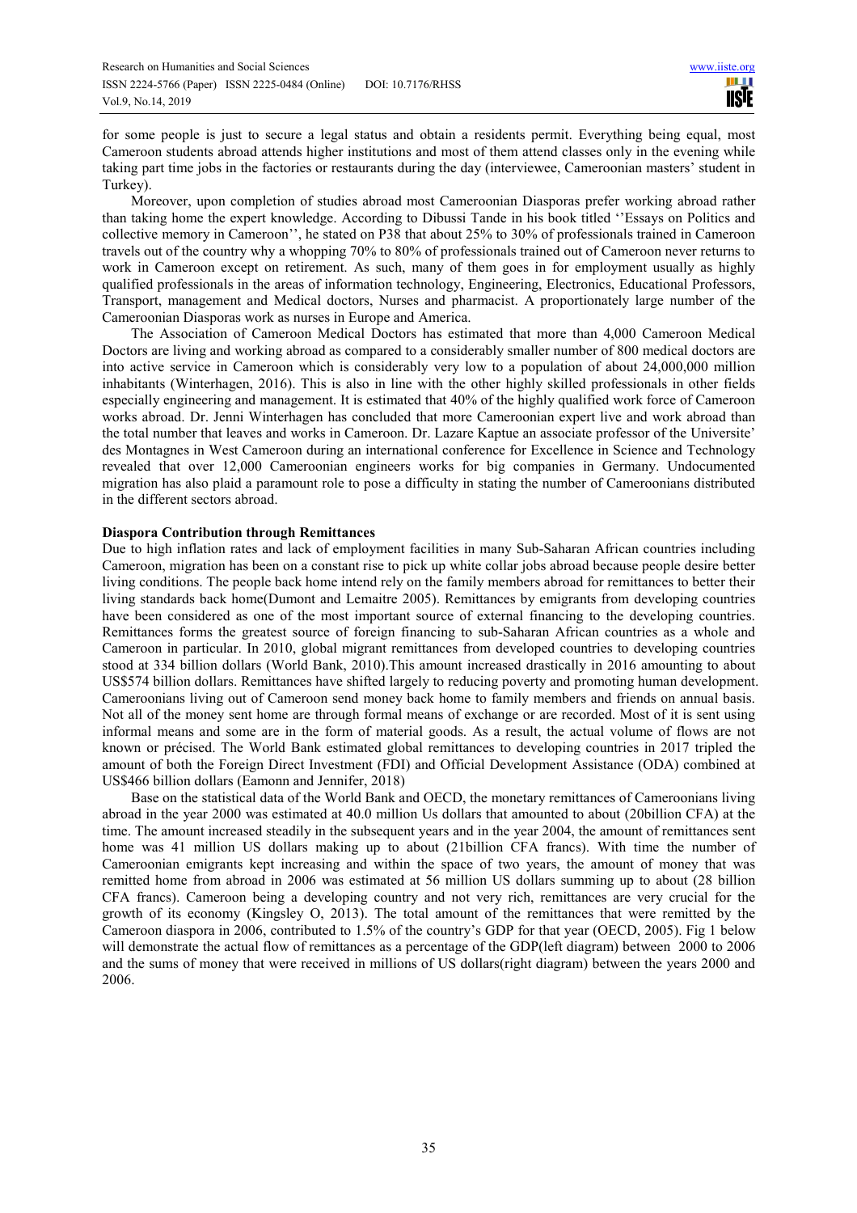for some people is just to secure a legal status and obtain a residents permit. Everything being equal, most Cameroon students abroad attends higher institutions and most of them attend classes only in the evening while taking part time jobs in the factories or restaurants during the day (interviewee, Cameroonian masters' student in Turkey).

Moreover, upon completion of studies abroad most Cameroonian Diasporas prefer working abroad rather than taking home the expert knowledge. According to Dibussi Tande in his book titled ''Essays on Politics and collective memory in Cameroon'', he stated on P38 that about 25% to 30% of professionals trained in Cameroon travels out of the country why a whopping 70% to 80% of professionals trained out of Cameroon never returns to work in Cameroon except on retirement. As such, many of them goes in for employment usually as highly qualified professionals in the areas of information technology, Engineering, Electronics, Educational Professors, Transport, management and Medical doctors, Nurses and pharmacist. A proportionately large number of the Cameroonian Diasporas work as nurses in Europe and America.

The Association of Cameroon Medical Doctors has estimated that more than 4,000 Cameroon Medical Doctors are living and working abroad as compared to a considerably smaller number of 800 medical doctors are into active service in Cameroon which is considerably very low to a population of about 24,000,000 million inhabitants (Winterhagen, 2016). This is also in line with the other highly skilled professionals in other fields especially engineering and management. It is estimated that 40% of the highly qualified work force of Cameroon works abroad. Dr. Jenni Winterhagen has concluded that more Cameroonian expert live and work abroad than the total number that leaves and works in Cameroon. Dr. Lazare Kaptue an associate professor of the Universite' des Montagnes in West Cameroon during an international conference for Excellence in Science and Technology revealed that over 12,000 Cameroonian engineers works for big companies in Germany. Undocumented migration has also plaid a paramount role to pose a difficulty in stating the number of Cameroonians distributed in the different sectors abroad.

**Diaspora Contribution through Remittances**

Due to high inflation rates and lack of employment facilities in many Sub-Saharan African countries including Cameroon, migration has been on a constant rise to pick up white collar jobs abroad because people desire better living conditions. The people back home intend rely on the family members abroad for remittances to better their living standards back home(Dumont and Lemaitre 2005). Remittances by emigrants from developing countries have been considered as one of the most important source of external financing to the developing countries. Remittances forms the greatest source of foreign financing to sub-Saharan African countries as a whole and Cameroon in particular. In 2010, global migrant remittances from developed countries to developing countries stood at 334 billion dollars (World Bank, 2010).This amount increased drastically in 2016 amounting to about US$574 billion dollars. Remittances have shifted largely to reducing poverty and promoting human development. Cameroonians living out of Cameroon send money back home to family members and friends on annual basis. Not all of the money sent home are through formal means of exchange or are recorded. Most of it is sent using informal means and some are in the form of material goods. As a result, the actual volume of flows are not known or précised. The World Bank estimated global remittances to developing countries in 2017 tripled the amount of both the Foreign Direct Investment (FDI) and Official Development Assistance (ODA) combined at US$466 billion dollars (Eamonn and Jennifer, 2018)

Base on the statistical data of the World Bank and OECD, the monetary remittances of Cameroonians living abroad in the year 2000 was estimated at 40.0 million Us dollars that amounted to about (20billion CFA) at the time. The amount increased steadily in the subsequent years and in the year 2004, the amount of remittances sent home was 41 million US dollars making up to about (21billion CFA francs). With time the number of Cameroonian emigrants kept increasing and within the space of two years, the amount of money that was remitted home from abroad in 2006 was estimated at 56 million US dollars summing up to about (28 billion CFA francs). Cameroon being a developing country and not very rich, remittances are very crucial for the growth of its economy (Kingsley O, 2013). The total amount of the remittances that were remitted by the Cameroon diaspora in 2006, contributed to 1.5% of the country's GDP for that year (OECD, 2005). Fig 1 below will demonstrate the actual flow of remittances as a percentage of the GDP(left diagram) between 2000 to 2006 and the sums of money that were received in millions of US dollars(right diagram) between the years 2000 and 2006.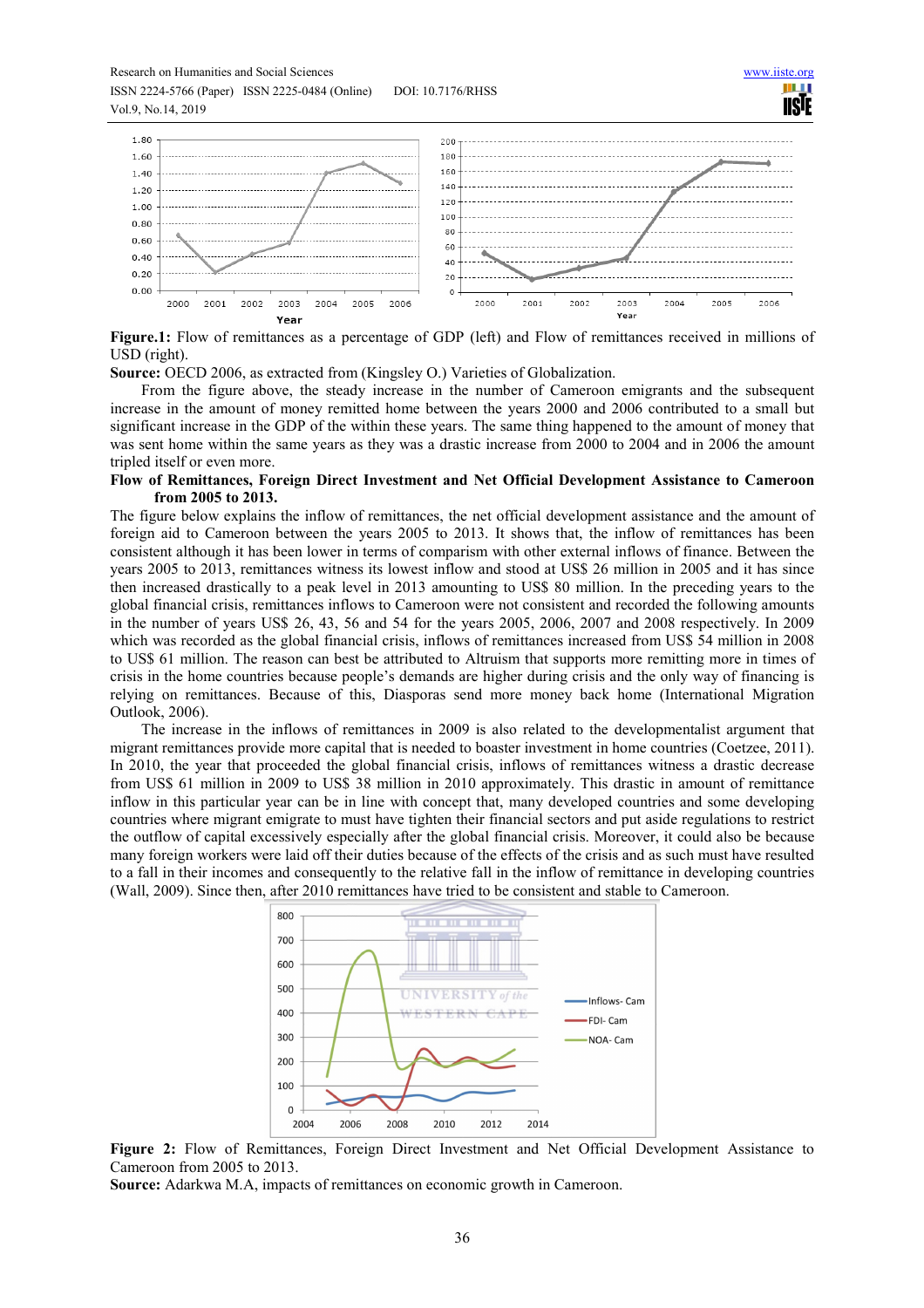**Figure.1:** Flow of remittances as a percentage of GDP (left) and Flow of remittances received in millions of USD (right).

**Source:** OECD 2006, as extracted from (Kingsley O.) Varieties of Globalization.

From the figure above, the steady increase in the number of Cameroon emigrants and the subsequent increase in the amount of money remitted home between the years 2000 and 2006 contributed to a small but significant increase in the GDP of the within these years. The same thing happened to the amount of money that was sent home within the same years as they was a drastic increase from 2000 to 2004 and in 2006 the amount tripled itself or even more.

**Flow of Remittances, Foreign Direct Investment and Net Official Development Assistance to Cameroon from 2005 to 2013.**

The figure below explains the inflow of remittances, the net official development assistance and the amount of foreign aid to Cameroon between the years 2005 to 2013. It shows that, the inflow of remittances has been consistent although it has been lower in terms of comparism with other external inflows of finance. Between the years 2005 to 2013, remittances witness its lowest inflow and stood at US$ 26 million in 2005 and it has since then increased drastically to a peak level in 2013 amounting to US$ 80 million. In the preceding years to the global financial crisis, remittances inflows to Cameroon were not consistent and recorded the following amounts in the number of years US$ 26, 43, 56 and 54 for the years 2005, 2006, 2007 and 2008 respectively. In 2009 which was recorded as the global financial crisis, inflows of remittances increased from US$ 54 million in 2008 to US$ 61 million. The reason can best be attributed to Altruism that supports more remitting more in times of crisis in the home countries because people's demands are higher during crisis and the only way of financing is relying on remittances. Because of this, Diasporas send more money back home (International Migration Outlook, 2006).

The increase in the inflows of remittances in 2009 is also related to the developmentalist argument that migrant remittances provide more capital that is needed to boaster investment in home countries (Coetzee, 2011). In 2010, the year that proceeded the global financial crisis, inflows of remittances witness a drastic decrease from US$ 61 million in 2009 to US$ 38 million in 2010 approximately. This drastic in amount of remittance inflow in this particular year can be in line with concept that, many developed countries and some developing countries where migrant emigrate to must have tighten their financial sectors and put aside regulations to restrict the outflow of capital excessively especially after the global financial crisis. Moreover, it could also be because many foreign workers were laid off their duties because of the effects of the crisis and as such must have resulted to a fall in their incomes and consequently to the relative fall in the inflow of remittance in developing countries (Wall, 2009). Since then, after 2010 remittances have tried to be consistent and stable to Cameroon.

**Figure 2:** Flow of Remittances, Foreign Direct Investment and Net Official Development Assistance to Cameroon from 2005 to 2013.

**Source:** Adarkwa M.A, impacts of remittances on economic growth in Cameroon.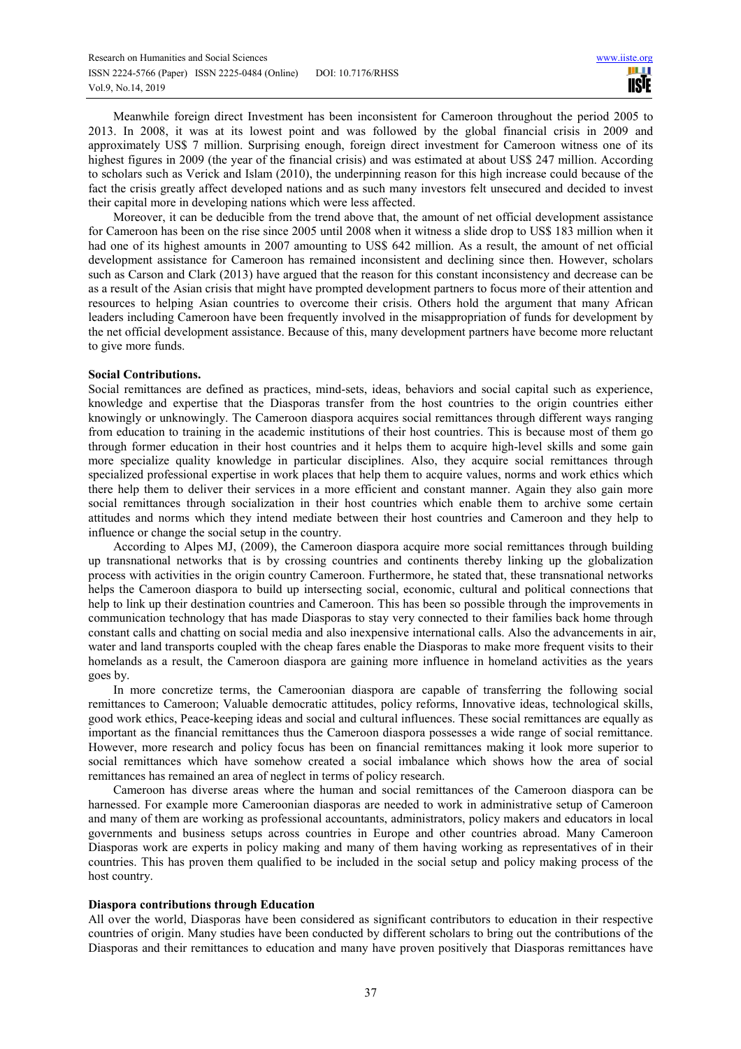Meanwhile foreign direct Investment has been inconsistent for Cameroon throughout the period 2005 to 2013. In 2008, it was at its lowest point and was followed by the global financial crisis in 2009 and approximately US$ 7 million. Surprising enough, foreign direct investment for Cameroon witness one of its highest figures in 2009 (the year of the financial crisis) and was estimated at about US$ 247 million. According to scholars such as Verick and Islam (2010), the underpinning reason for this high increase could because of the fact the crisis greatly affect developed nations and as such many investors felt unsecured and decided to invest their capital more in developing nations which were less affected.

Moreover, it can be deducible from the trend above that, the amount of net official development assistance for Cameroon has been on the rise since 2005 until 2008 when it witness a slide drop to US$ 183 million when it had one of its highest amounts in 2007 amounting to US$ 642 million. As a result, the amount of net official development assistance for Cameroon has remained inconsistent and declining since then. However, scholars such as Carson and Clark (2013) have argued that the reason for this constant inconsistency and decrease can be as a result of the Asian crisis that might have prompted development partners to focus more of their attention and resources to helping Asian countries to overcome their crisis. Others hold the argument that many African leaders including Cameroon have been frequently involved in the misappropriation of funds for development by the net official development assistance. Because of this, many development partners have become more reluctant to give more funds.

**Social Contributions.**

Social remittances are defined as practices, mind-sets, ideas, behaviors and social capital such as experience, knowledge and expertise that the Diasporas transfer from the host countries to the origin countries either knowingly or unknowingly. The Cameroon diaspora acquires social remittances through different ways ranging from education to training in the academic institutions of their host countries. This is because most of them go through former education in their host countries and it helps them to acquire high-level skills and some gain more specialize quality knowledge in particular disciplines. Also, they acquire social remittances through specialized professional expertise in work places that help them to acquire values, norms and work ethics which there help them to deliver their services in a more efficient and constant manner. Again they also gain more social remittances through socialization in their host countries which enable them to archive some certain attitudes and norms which they intend mediate between their host countries and Cameroon and they help to influence or change the social setup in the country.

According to Alpes MJ, (2009), the Cameroon diaspora acquire more social remittances through building up transnational networks that is by crossing countries and continents thereby linking up the globalization process with activities in the origin country Cameroon. Furthermore, he stated that, these transnational networks helps the Cameroon diaspora to build up intersecting social, economic, cultural and political connections that help to link up their destination countries and Cameroon. This has been so possible through the improvements in communication technology that has made Diasporas to stay very connected to their families back home through constant calls and chatting on social media and also inexpensive international calls. Also the advancements in air, water and land transports coupled with the cheap fares enable the Diasporas to make more frequent visits to their homelands as a result, the Cameroon diaspora are gaining more influence in homeland activities as the years goes by.

In more concretize terms, the Cameroonian diaspora are capable of transferring the following social remittances to Cameroon; Valuable democratic attitudes, policy reforms, Innovative ideas, technological skills, good work ethics, Peace-keeping ideas and social and cultural influences. These social remittances are equally as important as the financial remittances thus the Cameroon diaspora possesses a wide range of social remittance. However, more research and policy focus has been on financial remittances making it look more superior to social remittances which have somehow created a social imbalance which shows how the area of social remittances has remained an area of neglect in terms of policy research.

Cameroon has diverse areas where the human and social remittances of the Cameroon diaspora can be harnessed. For example more Cameroonian diasporas are needed to work in administrative setup of Cameroon and many of them are working as professional accountants, administrators, policy makers and educators in local governments and business setups across countries in Europe and other countries abroad. Many Cameroon Diasporas work are experts in policy making and many of them having working as representatives of in their countries. This has proven them qualified to be included in the social setup and policy making process of the host country.

**Diaspora contributions through Education**

All over the world, Diasporas have been considered as significant contributors to education in their respective countries of origin. Many studies have been conducted by different scholars to bring out the contributions of the Diasporas and their remittances to education and many have proven positively that Diasporas remittances have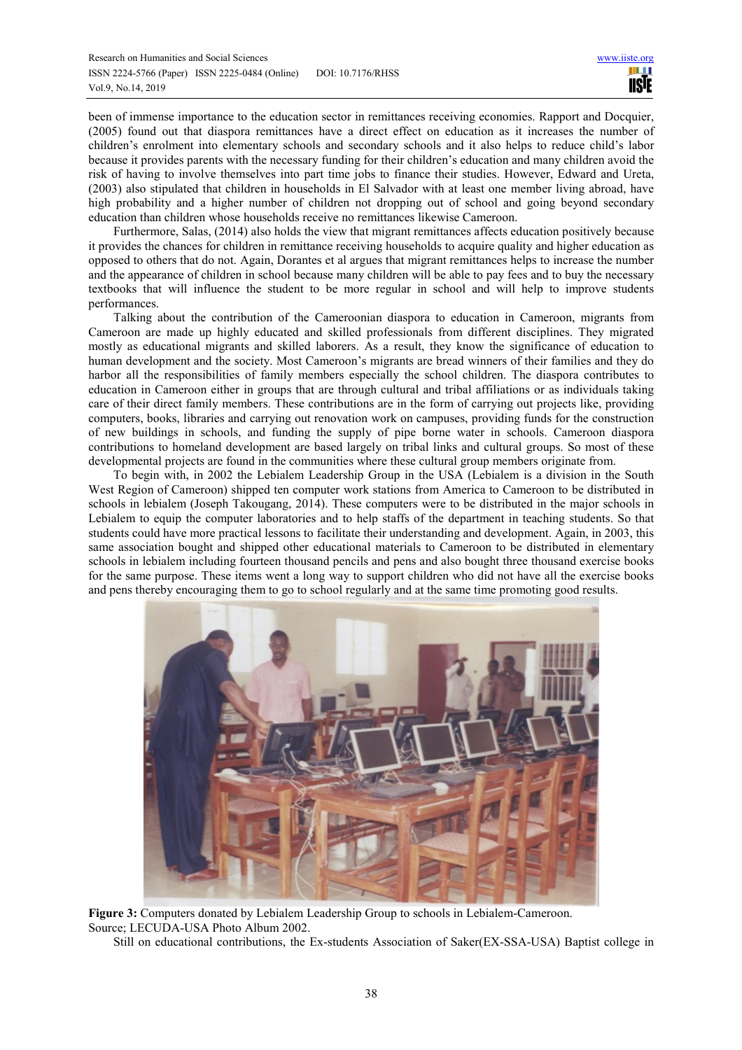been of immense importance to the education sector in remittances receiving economies. Rapport and Docquier, (2005) found out that diaspora remittances have a direct effect on education as it increases the number of children's enrolment into elementary schools and secondary schools and it also helps to reduce child's labor because it provides parents with the necessary funding for their children's education and many children avoid the risk of having to involve themselves into part time jobs to finance their studies. However, Edward and Ureta, (2003) also stipulated that children in households in El Salvador with at least one member living abroad, have high probability and a higher number of children not dropping out of school and going beyond secondary education than children whose households receive no remittances likewise Cameroon.

Furthermore, Salas, (2014) also holds the view that migrant remittances affects education positively because it provides the chances for children in remittance receiving households to acquire quality and higher education as opposed to others that do not. Again, Dorantes et al argues that migrant remittances helps to increase the number and the appearance of children in school because many children will be able to pay fees and to buy the necessary textbooks that will influence the student to be more regular in school and will help to improve students performances.

Talking about the contribution of the Cameroonian diaspora to education in Cameroon, migrants from Cameroon are made up highly educated and skilled professionals from different disciplines. They migrated mostly as educational migrants and skilled laborers. As a result, they know the significance of education to human development and the society. Most Cameroon's migrants are bread winners of their families and they do harbor all the responsibilities of family members especially the school children. The diaspora contributes to education in Cameroon either in groups that are through cultural and tribal affiliations or as individuals taking care of their direct family members. These contributions are in the form of carrying out projects like, providing computers, books, libraries and carrying out renovation work on campuses, providing funds for the construction of new buildings in schools, and funding the supply of pipe borne water in schools. Cameroon diaspora contributions to homeland development are based largely on tribal links and cultural groups. So most of these developmental projects are found in the communities where these cultural group members originate from.

To begin with, in 2002 the Lebialem Leadership Group in the USA (Lebialem is a division in the South West Region of Cameroon) shipped ten computer work stations from America to Cameroon to be distributed in schools in lebialem (Joseph Takougang, 2014). These computers were to be distributed in the major schools in Lebialem to equip the computer laboratories and to help staffs of the department in teaching students. So that students could have more practical lessons to facilitate their understanding and development. Again, in 2003, this same association bought and shipped other educational materials to Cameroon to be distributed in elementary schools in lebialem including fourteen thousand pencils and pens and also bought three thousand exercise books for the same purpose. These items went a long way to support children who did not have all the exercise books and pens thereby encouraging them to go to school regularly and at the same time promoting good results.

**Figure 3:** Computers donated by Lebialem Leadership Group to schools in Lebialem-Cameroon.
Source; LECUDA-USA Photo Album 2002.

Still on educational contributions, the Ex-students Association of Saker(EX-SSA-USA) Baptist college in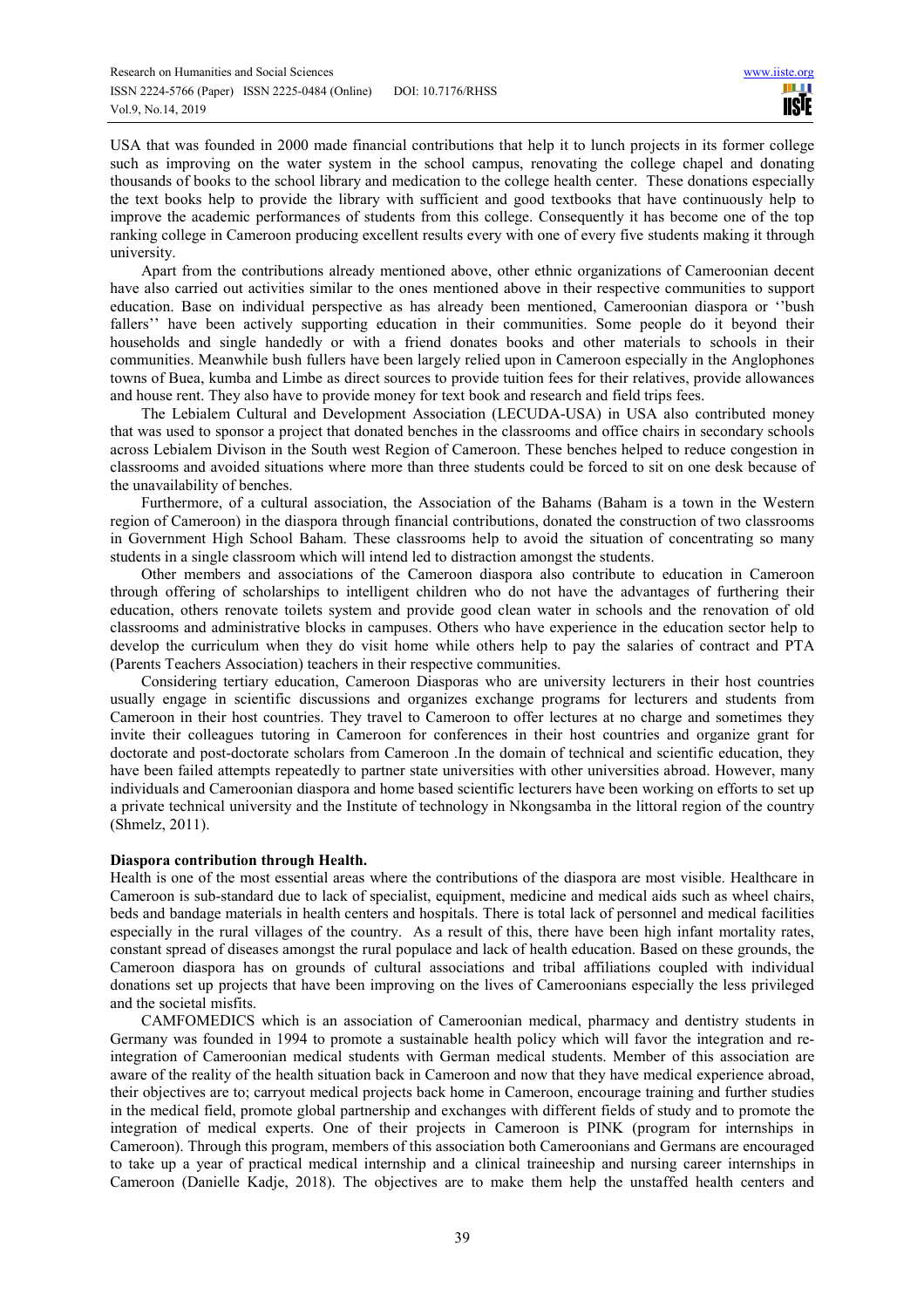USA that was founded in 2000 made financial contributions that help it to lunch projects in its former college such as improving on the water system in the school campus, renovating the college chapel and donating thousands of books to the school library and medication to the college health center. These donations especially the text books help to provide the library with sufficient and good textbooks that have continuously help to improve the academic performances of students from this college. Consequently it has become one of the top ranking college in Cameroon producing excellent results every with one of every five students making it through university.

Apart from the contributions already mentioned above, other ethnic organizations of Cameroonian decent have also carried out activities similar to the ones mentioned above in their respective communities to support education. Base on individual perspective as has already been mentioned, Cameroonian diaspora or ''bush fallers'' have been actively supporting education in their communities. Some people do it beyond their households and single handedly or with a friend donates books and other materials to schools in their communities. Meanwhile bush fullers have been largely relied upon in Cameroon especially in the Anglophones towns of Buea, kumba and Limbe as direct sources to provide tuition fees for their relatives, provide allowances and house rent. They also have to provide money for text book and research and field trips fees.

The Lebialem Cultural and Development Association (LECUDA-USA) in USA also contributed money that was used to sponsor a project that donated benches in the classrooms and office chairs in secondary schools across Lebialem Divison in the South west Region of Cameroon. These benches helped to reduce congestion in classrooms and avoided situations where more than three students could be forced to sit on one desk because of the unavailability of benches.

Furthermore, of a cultural association, the Association of the Bahams (Baham is a town in the Western region of Cameroon) in the diaspora through financial contributions, donated the construction of two classrooms in Government High School Baham. These classrooms help to avoid the situation of concentrating so many students in a single classroom which will intend led to distraction amongst the students.

Other members and associations of the Cameroon diaspora also contribute to education in Cameroon through offering of scholarships to intelligent children who do not have the advantages of furthering their education, others renovate toilets system and provide good clean water in schools and the renovation of old classrooms and administrative blocks in campuses. Others who have experience in the education sector help to develop the curriculum when they do visit home while others help to pay the salaries of contract and PTA (Parents Teachers Association) teachers in their respective communities.

Considering tertiary education, Cameroon Diasporas who are university lecturers in their host countries usually engage in scientific discussions and organizes exchange programs for lecturers and students from Cameroon in their host countries. They travel to Cameroon to offer lectures at no charge and sometimes they invite their colleagues tutoring in Cameroon for conferences in their host countries and organize grant for doctorate and post-doctorate scholars from Cameroon .In the domain of technical and scientific education, they have been failed attempts repeatedly to partner state universities with other universities abroad. However, many individuals and Cameroonian diaspora and home based scientific lecturers have been working on efforts to set up a private technical university and the Institute of technology in Nkongsamba in the littoral region of the country (Shmelz, 2011).

**Diaspora contribution through Health.**

Health is one of the most essential areas where the contributions of the diaspora are most visible. Healthcare in Cameroon is sub-standard due to lack of specialist, equipment, medicine and medical aids such as wheel chairs, beds and bandage materials in health centers and hospitals. There is total lack of personnel and medical facilities especially in the rural villages of the country. As a result of this, there have been high infant mortality rates, constant spread of diseases amongst the rural populace and lack of health education. Based on these grounds, the Cameroon diaspora has on grounds of cultural associations and tribal affiliations coupled with individual donations set up projects that have been improving on the lives of Cameroonians especially the less privileged and the societal misfits.

CAMFOMEDICS which is an association of Cameroonian medical, pharmacy and dentistry students in Germany was founded in 1994 to promote a sustainable health policy which will favor the integration and re-integration of Cameroonian medical students with German medical students. Member of this association are aware of the reality of the health situation back in Cameroon and now that they have medical experience abroad, their objectives are to; carryout medical projects back home in Cameroon, encourage training and further studies in the medical field, promote global partnership and exchanges with different fields of study and to promote the integration of medical experts. One of their projects in Cameroon is PINK (program for internships in Cameroon). Through this program, members of this association both Cameroonians and Germans are encouraged to take up a year of practical medical internship and a clinical traineeship and nursing career internships in Cameroon (Danielle Kadje, 2018). The objectives are to make them help the unstaffed health centers and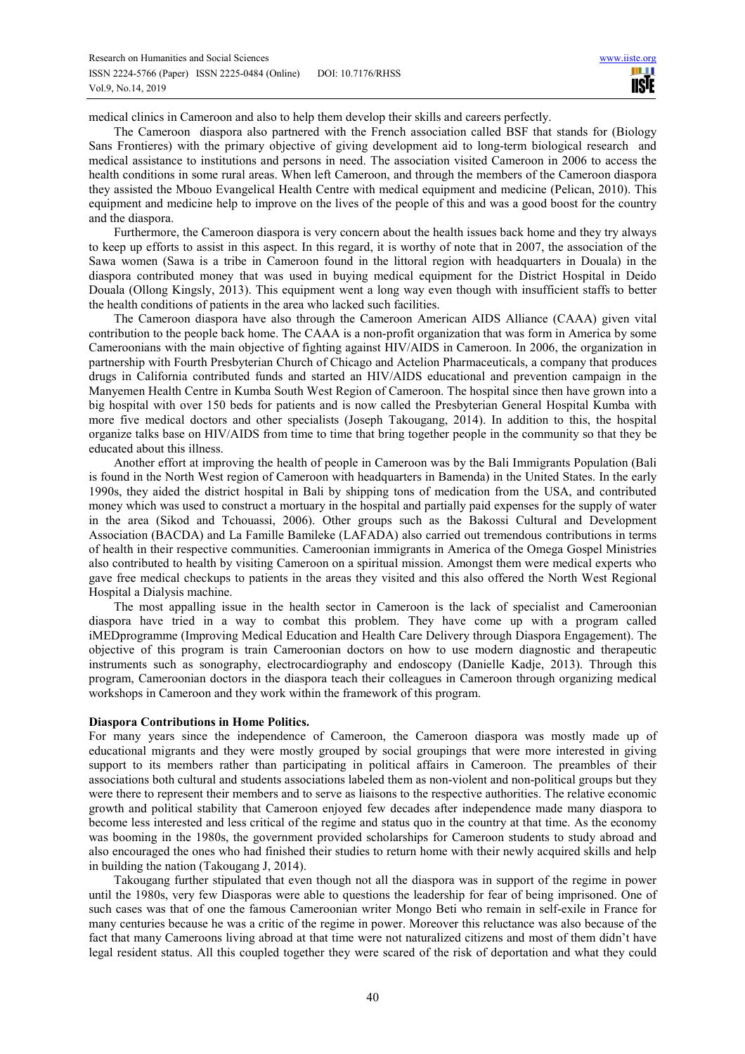medical clinics in Cameroon and also to help them develop their skills and careers perfectly.

The Cameroon diaspora also partnered with the French association called BSF that stands for (Biology Sans Frontieres) with the primary objective of giving development aid to long-term biological research and medical assistance to institutions and persons in need. The association visited Cameroon in 2006 to access the health conditions in some rural areas. When left Cameroon, and through the members of the Cameroon diaspora they assisted the Mbouo Evangelical Health Centre with medical equipment and medicine (Pelican, 2010). This equipment and medicine help to improve on the lives of the people of this and was a good boost for the country and the diaspora.

Furthermore, the Cameroon diaspora is very concern about the health issues back home and they try always to keep up efforts to assist in this aspect. In this regard, it is worthy of note that in 2007, the association of the Sawa women (Sawa is a tribe in Cameroon found in the littoral region with headquarters in Douala) in the diaspora contributed money that was used in buying medical equipment for the District Hospital in Deido Douala (Ollong Kingsly, 2013). This equipment went a long way even though with insufficient staffs to better the health conditions of patients in the area who lacked such facilities.

The Cameroon diaspora have also through the Cameroon American AIDS Alliance (CAAA) given vital contribution to the people back home. The CAAA is a non-profit organization that was form in America by some Cameroonians with the main objective of fighting against HIV/AIDS in Cameroon. In 2006, the organization in partnership with Fourth Presbyterian Church of Chicago and Actelion Pharmaceuticals, a company that produces drugs in California contributed funds and started an HIV/AIDS educational and prevention campaign in the Manyemen Health Centre in Kumba South West Region of Cameroon. The hospital since then have grown into a big hospital with over 150 beds for patients and is now called the Presbyterian General Hospital Kumba with more five medical doctors and other specialists (Joseph Takougang, 2014). In addition to this, the hospital organize talks base on HIV/AIDS from time to time that bring together people in the community so that they be educated about this illness.

Another effort at improving the health of people in Cameroon was by the Bali Immigrants Population (Bali is found in the North West region of Cameroon with headquarters in Bamenda) in the United States. In the early 1990s, they aided the district hospital in Bali by shipping tons of medication from the USA, and contributed money which was used to construct a mortuary in the hospital and partially paid expenses for the supply of water in the area (Sikod and Tchouassi, 2006). Other groups such as the Bakossi Cultural and Development Association (BACDA) and La Famille Bamileke (LAFADA) also carried out tremendous contributions in terms of health in their respective communities. Cameroonian immigrants in America of the Omega Gospel Ministries also contributed to health by visiting Cameroon on a spiritual mission. Amongst them were medical experts who gave free medical checkups to patients in the areas they visited and this also offered the North West Regional Hospital a Dialysis machine.

The most appalling issue in the health sector in Cameroon is the lack of specialist and Cameroonian diaspora have tried in a way to combat this problem. They have come up with a program called iMEDprogramme (Improving Medical Education and Health Care Delivery through Diaspora Engagement). The objective of this program is train Cameroonian doctors on how to use modern diagnostic and therapeutic instruments such as sonography, electrocardiography and endoscopy (Danielle Kadje, 2013). Through this program, Cameroonian doctors in the diaspora teach their colleagues in Cameroon through organizing medical workshops in Cameroon and they work within the framework of this program.

**Diaspora Contributions in Home Politics.**

For many years since the independence of Cameroon, the Cameroon diaspora was mostly made up of educational migrants and they were mostly grouped by social groupings that were more interested in giving support to its members rather than participating in political affairs in Cameroon. The preambles of their associations both cultural and students associations labeled them as non-violent and non-political groups but they were there to represent their members and to serve as liaisons to the respective authorities. The relative economic growth and political stability that Cameroon enjoyed few decades after independence made many diaspora to become less interested and less critical of the regime and status quo in the country at that time. As the economy was booming in the 1980s, the government provided scholarships for Cameroon students to study abroad and also encouraged the ones who had finished their studies to return home with their newly acquired skills and help in building the nation (Takougang J, 2014).

Takougang further stipulated that even though not all the diaspora was in support of the regime in power until the 1980s, very few Diasporas were able to questions the leadership for fear of being imprisoned. One of such cases was that of one the famous Cameroonian writer Mongo Beti who remain in self-exile in France for many centuries because he was a critic of the regime in power. Moreover this reluctance was also because of the fact that many Cameroons living abroad at that time were not naturalized citizens and most of them didn't have legal resident status. All this coupled together they were scared of the risk of deportation and what they could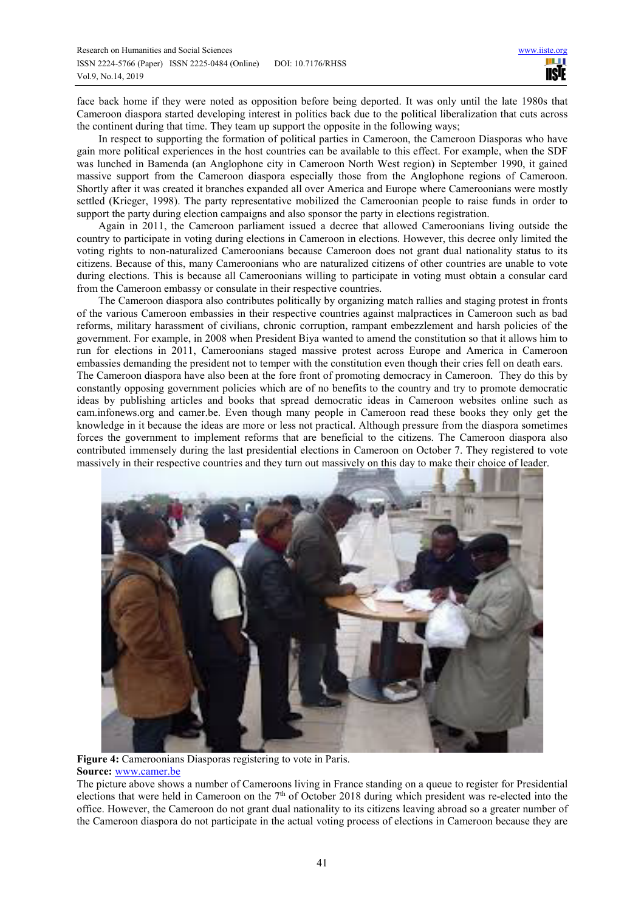face back home if they were noted as opposition before being deported. It was only until the late 1980s that Cameroon diaspora started developing interest in politics back due to the political liberalization that cuts across the continent during that time. They team up support the opposite in the following ways;

In respect to supporting the formation of political parties in Cameroon, the Cameroon Diasporas who have gain more political experiences in the host countries can be available to this effect. For example, when the SDF was lunched in Bamenda (an Anglophone city in Cameroon North West region) in September 1990, it gained massive support from the Cameroon diaspora especially those from the Anglophone regions of Cameroon. Shortly after it was created it branches expanded all over America and Europe where Cameroonians were mostly settled (Krieger, 1998). The party representative mobilized the Cameroonian people to raise funds in order to support the party during election campaigns and also sponsor the party in elections registration.

Again in 2011, the Cameroon parliament issued a decree that allowed Cameroonians living outside the country to participate in voting during elections in Cameroon in elections. However, this decree only limited the voting rights to non-naturalized Cameroonians because Cameroon does not grant dual nationality status to its citizens. Because of this, many Cameroonians who are naturalized citizens of other countries are unable to vote during elections. This is because all Cameroonians willing to participate in voting must obtain a consular card from the Cameroon embassy or consulate in their respective countries.

The Cameroon diaspora also contributes politically by organizing match rallies and staging protest in fronts of the various Cameroon embassies in their respective countries against malpractices in Cameroon such as bad reforms, military harassment of civilians, chronic corruption, rampant embezzlement and harsh policies of the government. For example, in 2008 when President Biya wanted to amend the constitution so that it allows him to run for elections in 2011, Cameroonians staged massive protest across Europe and America in Cameroon embassies demanding the president not to temper with the constitution even though their cries fell on death ears.

The Cameroon diaspora have also been at the fore front of promoting democracy in Cameroon. They do this by constantly opposing government policies which are of no benefits to the country and try to promote democratic ideas by publishing articles and books that spread democratic ideas in Cameroon websites online such as cam.infonews.org and camer.be. Even though many people in Cameroon read these books they only get the knowledge in it because the ideas are more or less not practical. Although pressure from the diaspora sometimes forces the government to implement reforms that are beneficial to the citizens. The Cameroon diaspora also contributed immensely during the last presidential elections in Cameroon on October 7. They registered to vote massively in their respective countries and they turn out massively on this day to make their choice of leader.

**Figure 4:** Cameroonians Diasporas registering to vote in Paris.
**Source:** www.camer.be

The picture above shows a number of Cameroons living in France standing on a queue to register for Presidential elections that were held in Cameroon on the 7th of October 2018 during which president was re-elected into the office. However, the Cameroon do not grant dual nationality to its citizens leaving abroad so a greater number of the Cameroon diaspora do not participate in the actual voting process of elections in Cameroon because they are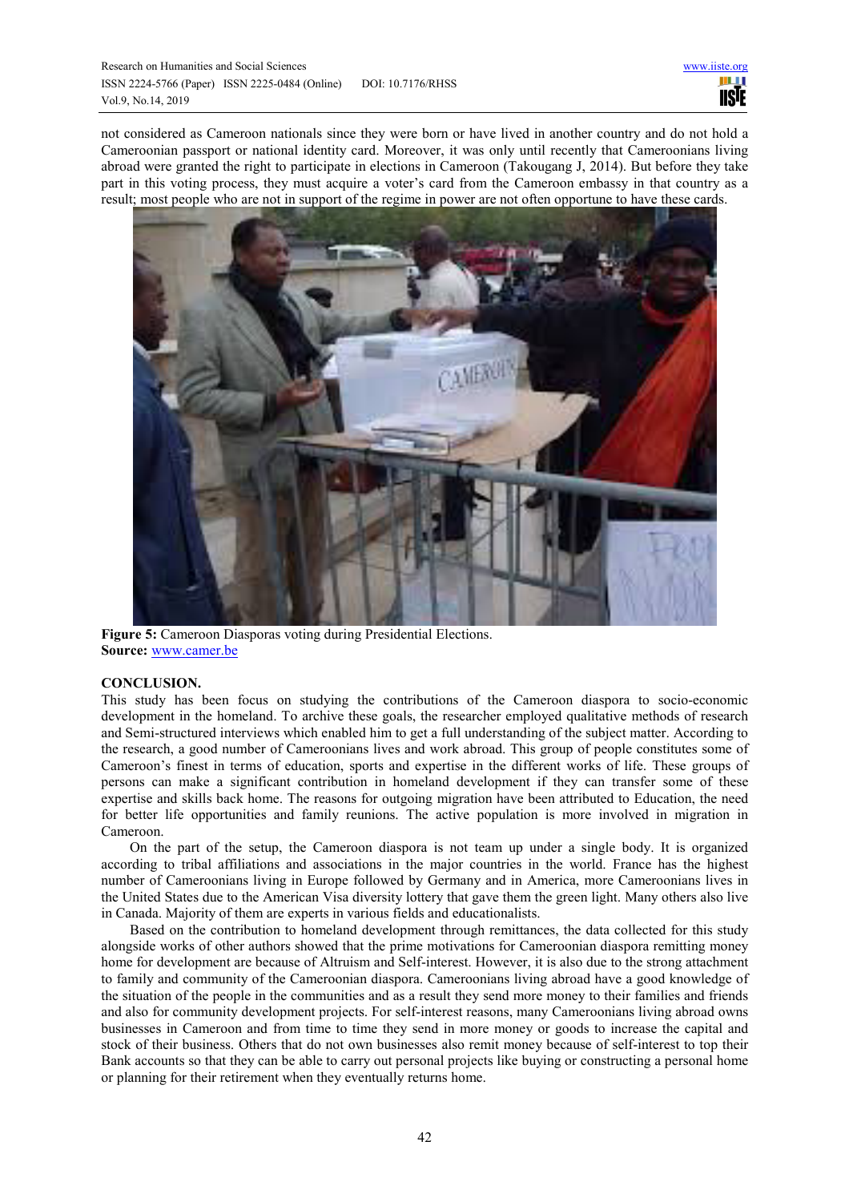not considered as Cameroon nationals since they were born or have lived in another country and do not hold a Cameroonian passport or national identity card. Moreover, it was only until recently that Cameroonians living abroad were granted the right to participate in elections in Cameroon (Takougang J, 2014). But before they take part in this voting process, they must acquire a voter's card from the Cameroon embassy in that country as a result; most people who are not in support of the regime in power are not often opportune to have these cards.

**Figure 5:** Cameroon Diasporas voting during Presidential Elections.
**Source:** www.camer.be

**CONCLUSION.**

This study has been focus on studying the contributions of the Cameroon diaspora to socio-economic development in the homeland. To archive these goals, the researcher employed qualitative methods of research and Semi-structured interviews which enabled him to get a full understanding of the subject matter. According to the research, a good number of Cameroonians lives and work abroad. This group of people constitutes some of Cameroon's finest in terms of education, sports and expertise in the different works of life. These groups of persons can make a significant contribution in homeland development if they can transfer some of these expertise and skills back home. The reasons for outgoing migration have been attributed to Education, the need for better life opportunities and family reunions. The active population is more involved in migration in Cameroon.

On the part of the setup, the Cameroon diaspora is not team up under a single body. It is organized according to tribal affiliations and associations in the major countries in the world. France has the highest number of Cameroonians living in Europe followed by Germany and in America, more Cameroonians lives in the United States due to the American Visa diversity lottery that gave them the green light. Many others also live in Canada. Majority of them are experts in various fields and educationalists.

Based on the contribution to homeland development through remittances, the data collected for this study alongside works of other authors showed that the prime motivations for Cameroonian diaspora remitting money home for development are because of Altruism and Self-interest. However, it is also due to the strong attachment to family and community of the Cameroonian diaspora. Cameroonians living abroad have a good knowledge of the situation of the people in the communities and as a result they send more money to their families and friends and also for community development projects. For self-interest reasons, many Cameroonians living abroad owns businesses in Cameroon and from time to time they send in more money or goods to increase the capital and stock of their business. Others that do not own businesses also remit money because of self-interest to top their Bank accounts so that they can be able to carry out personal projects like buying or constructing a personal home or planning for their retirement when they eventually returns home.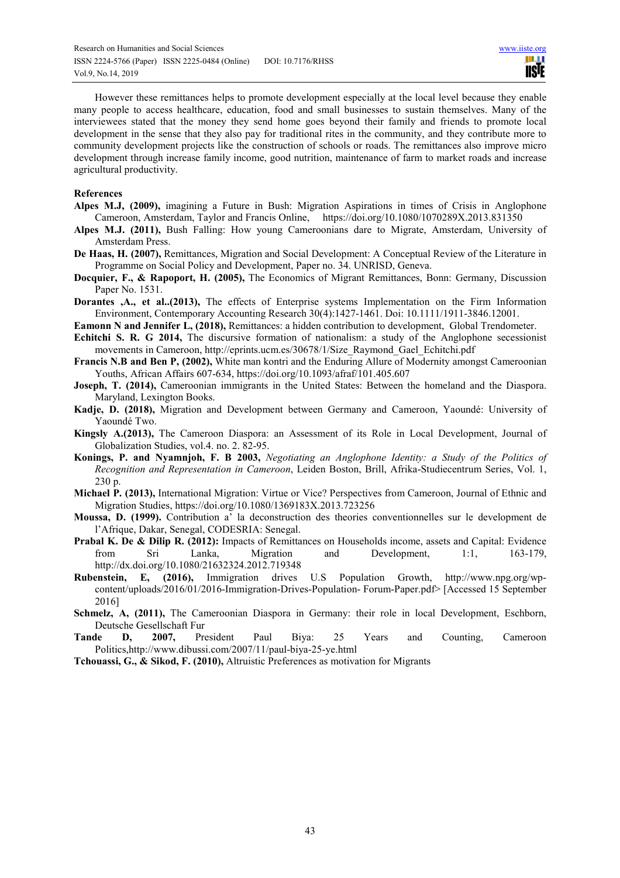However these remittances helps to promote development especially at the local level because they enable many people to access healthcare, education, food and small businesses to sustain themselves. Many of the interviewees stated that the money they send home goes beyond their family and friends to promote local development in the sense that they also pay for traditional rites in the community, and they contribute more to community development projects like the construction of schools or roads. The remittances also improve micro development through increase family income, good nutrition, maintenance of farm to market roads and increase agricultural productivity.

**References**

**Alpes M.J, (2009),** imagining a Future in Bush: Migration Aspirations in times of Crisis in Anglophone Cameroon, Amsterdam, Taylor and Francis Online, https://doi.org/10.1080/1070289X.2013.831350

**Alpes M.J. (2011),** Bush Falling: How young Cameroonians dare to Migrate, Amsterdam, University of Amsterdam Press.

**De Haas, H. (2007),** Remittances, Migration and Social Development: A Conceptual Review of the Literature in Programme on Social Policy and Development, Paper no. 34. UNRISD, Geneva.

**Docquier, F., & Rapoport, H. (2005),** The Economics of Migrant Remittances, Bonn: Germany, Discussion Paper No. 1531.

**Dorantes ,A., et al..(2013),** The effects of Enterprise systems Implementation on the Firm Information Environment, Contemporary Accounting Research 30(4):1427-1461. Doi: 10.1111/1911-3846.12001.

**Eamonn N and Jennifer L, (2018),** Remittances: a hidden contribution to development, Global Trendometer.

**Echitchi S. R. G 2014,** The discursive formation of nationalism: a study of the Anglophone secessionist movements in Cameroon, http://eprints.ucm.es/30678/1/Size_Raymond_Gael_Echitchi.pdf

**Francis N.B and Ben P, (2002),** White man kontri and the Enduring Allure of Modernity amongst Cameroonian Youths, African Affairs 607-634, https://doi.org/10.1093/afraf/101.405.607

**Joseph, T. (2014),** Cameroonian immigrants in the United States: Between the homeland and the Diaspora. Maryland, Lexington Books.

**Kadje, D. (2018),** Migration and Development between Germany and Cameroon, Yaoundé: University of Yaoundé Two.

**Kingsly A.(2013),** The Cameroon Diaspora: an Assessment of its Role in Local Development, Journal of Globalization Studies, vol.4. no. 2. 82-95.

**Konings, P. and Nyamnjoh, F. B 2003,** *Negotiating an Anglophone Identity: a Study of the Politics of Recognition and Representation in Cameroon*, Leiden Boston, Brill, Afrika-Studiecentrum Series, Vol. 1, 230 p.

**Michael P. (2013),** International Migration: Virtue or Vice? Perspectives from Cameroon, Journal of Ethnic and Migration Studies, https://doi.org/10.1080/1369183X.2013.723256

**Moussa, D. (1999).** Contribution a' la deconstruction des theories conventionnelles sur le development de l'Afrique, Dakar, Senegal, CODESRIA: Senegal.

**Prabal K. De & Dilip R. (2012):** Impacts of Remittances on Households income, assets and Capital: Evidence from Sri Lanka, Migration and Development, 1:1, 163-179, http://dx.doi.org/10.1080/21632324.2012.719348

**Rubenstein, E, (2016),** Immigration drives U.S Population Growth, http://www.npg.org/wp-content/uploads/2016/01/2016-Immigration-Drives-Population- Forum-Paper.pdf> [Accessed 15 September 2016]

**Schmelz, A, (2011),** The Cameroonian Diaspora in Germany: their role in local Development, Eschborn, Deutsche Gesellschaft Fur

**Tande D, 2007,** President Paul Biya: 25 Years and Counting, Cameroon Politics,http://www.dibussi.com/2007/11/paul-biya-25-ye.html

**Tchouassi, G., & Sikod, F. (2010),** Altruistic Preferences as motivation for Migrants